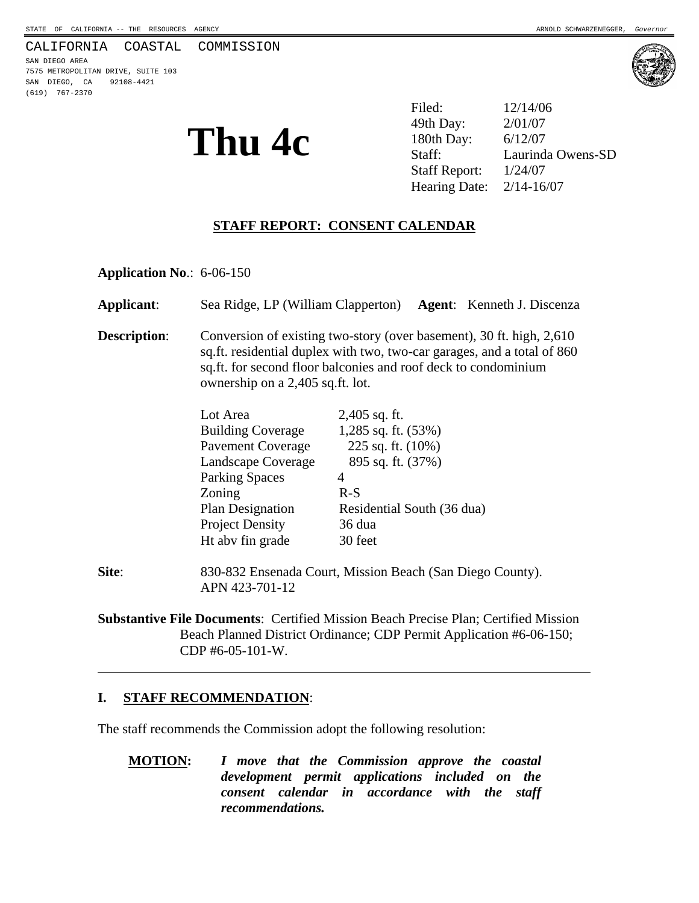STATE OF CALIFORNIA -- THE RESOURCES AGENCY ARNOLD SCHWARZENEGGER, *Governor*

CALIFORNIA COASTAL COMMISSION
SAN DIEGO AREA
7575 METROPOLITAN DRIVE, SUITE 103
SAN DIEGO, CA 92108-4421
(619) 767-2370

# Thu 4c

| | |
|---|---|
| Filed: | 12/14/06 |
| 49th Day: | 2/01/07 |
| 180th Day: | 6/12/07 |
| Staff: | Laurinda Owens-SD |
| Staff Report: | 1/24/07 |
| Hearing Date: | 2/14-16/07 |

## STAFF REPORT: CONSENT CALENDAR

**Application No**.: 6-06-150

**Applicant**: Sea Ridge, LP (William Clapperton) **Agent**: Kenneth J. Discenza

**Description**: Conversion of existing two-story (over basement), 30 ft. high, 2,610 sq.ft. residential duplex with two, two-car garages, and a total of 860 sq.ft. for second floor balconies and roof deck to condominium ownership on a 2,405 sq.ft. lot.

| | |
|---|---|
| Lot Area | 2,405 sq. ft. |
| Building Coverage | 1,285 sq. ft. (53%) |
| Pavement Coverage | 225 sq. ft. (10%) |
| Landscape Coverage | 895 sq. ft. (37%) |
| Parking Spaces | 4 |
| Zoning | R-S |
| Plan Designation | Residential South (36 dua) |
| Project Density | 36 dua |
| Ht abv fin grade | 30 feet |

**Site**: 830-832 Ensenada Court, Mission Beach (San Diego County). APN 423-701-12

**Substantive File Documents**: Certified Mission Beach Precise Plan; Certified Mission Beach Planned District Ordinance; CDP Permit Application #6-06-150; CDP #6-05-101-W.

---

## I. STAFF RECOMMENDATION:

The staff recommends the Commission adopt the following resolution:

**MOTION:** ***I move that the Commission approve the coastal development permit applications included on the consent calendar in accordance with the staff recommendations.***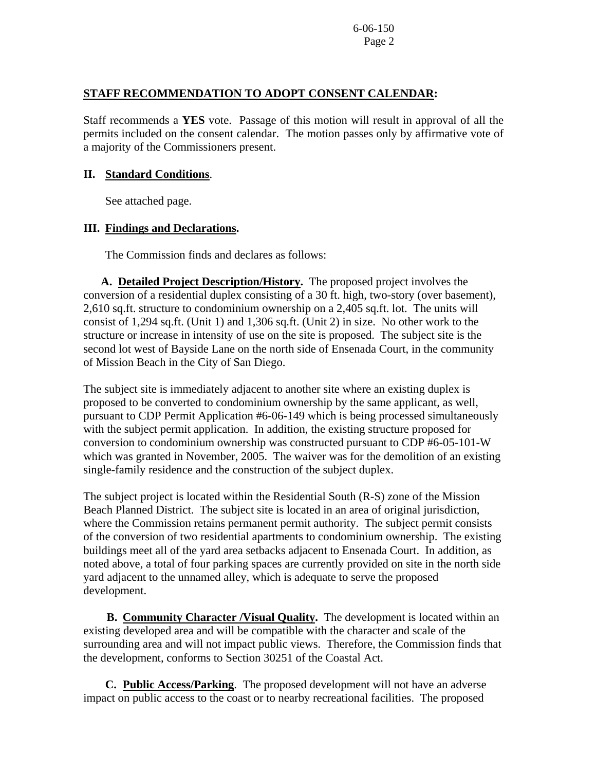**STAFF RECOMMENDATION TO ADOPT CONSENT CALENDAR:**

Staff recommends a **YES** vote. Passage of this motion will result in approval of all the permits included on the consent calendar. The motion passes only by affirmative vote of a majority of the Commissioners present.

## II. Standard Conditions.

See attached page.

## III. Findings and Declarations.

The Commission finds and declares as follows:

**A. Detailed Project Description/History.** The proposed project involves the conversion of a residential duplex consisting of a 30 ft. high, two-story (over basement), 2,610 sq.ft. structure to condominium ownership on a 2,405 sq.ft. lot. The units will consist of 1,294 sq.ft. (Unit 1) and 1,306 sq.ft. (Unit 2) in size. No other work to the structure or increase in intensity of use on the site is proposed. The subject site is the second lot west of Bayside Lane on the north side of Ensenada Court, in the community of Mission Beach in the City of San Diego.

The subject site is immediately adjacent to another site where an existing duplex is proposed to be converted to condominium ownership by the same applicant, as well, pursuant to CDP Permit Application #6-06-149 which is being processed simultaneously with the subject permit application. In addition, the existing structure proposed for conversion to condominium ownership was constructed pursuant to CDP #6-05-101-W which was granted in November, 2005. The waiver was for the demolition of an existing single-family residence and the construction of the subject duplex.

The subject project is located within the Residential South (R-S) zone of the Mission Beach Planned District. The subject site is located in an area of original jurisdiction, where the Commission retains permanent permit authority. The subject permit consists of the conversion of two residential apartments to condominium ownership. The existing buildings meet all of the yard area setbacks adjacent to Ensenada Court. In addition, as noted above, a total of four parking spaces are currently provided on site in the north side yard adjacent to the unnamed alley, which is adequate to serve the proposed development.

**B. Community Character /Visual Quality.** The development is located within an existing developed area and will be compatible with the character and scale of the surrounding area and will not impact public views. Therefore, the Commission finds that the development, conforms to Section 30251 of the Coastal Act.

**C. Public Access/Parking**. The proposed development will not have an adverse impact on public access to the coast or to nearby recreational facilities. The proposed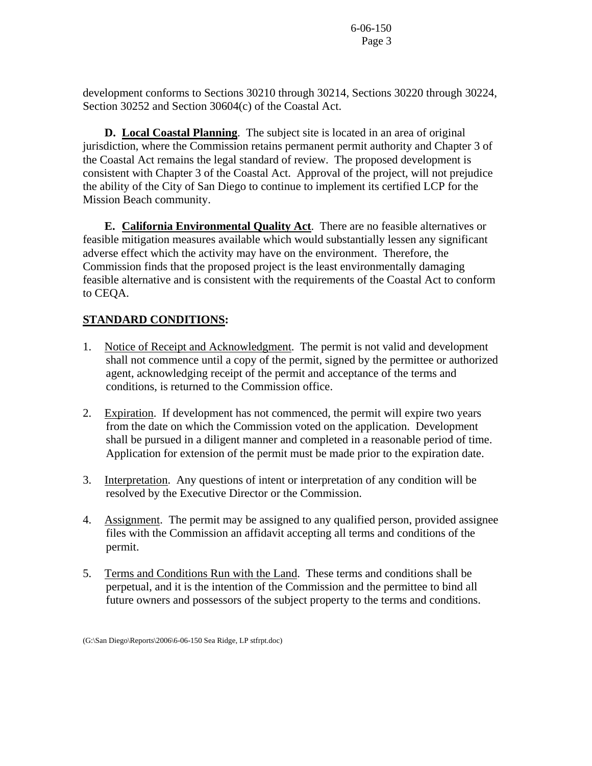development conforms to Sections 30210 through 30214, Sections 30220 through 30224, Section 30252 and Section 30604(c) of the Coastal Act.

**D. Local Coastal Planning**. The subject site is located in an area of original jurisdiction, where the Commission retains permanent permit authority and Chapter 3 of the Coastal Act remains the legal standard of review. The proposed development is consistent with Chapter 3 of the Coastal Act. Approval of the project, will not prejudice the ability of the City of San Diego to continue to implement its certified LCP for the Mission Beach community.

**E. California Environmental Quality Act**. There are no feasible alternatives or feasible mitigation measures available which would substantially lessen any significant adverse effect which the activity may have on the environment. Therefore, the Commission finds that the proposed project is the least environmentally damaging feasible alternative and is consistent with the requirements of the Coastal Act to conform to CEQA.

**STANDARD CONDITIONS:**

1. Notice of Receipt and Acknowledgment. The permit is not valid and development shall not commence until a copy of the permit, signed by the permittee or authorized agent, acknowledging receipt of the permit and acceptance of the terms and conditions, is returned to the Commission office.

2. Expiration. If development has not commenced, the permit will expire two years from the date on which the Commission voted on the application. Development shall be pursued in a diligent manner and completed in a reasonable period of time. Application for extension of the permit must be made prior to the expiration date.

3. Interpretation. Any questions of intent or interpretation of any condition will be resolved by the Executive Director or the Commission.

4. Assignment. The permit may be assigned to any qualified person, provided assignee files with the Commission an affidavit accepting all terms and conditions of the permit.

5. Terms and Conditions Run with the Land. These terms and conditions shall be perpetual, and it is the intention of the Commission and the permittee to bind all future owners and possessors of the subject property to the terms and conditions.

(G:\San Diego\Reports\2006\6-06-150 Sea Ridge, LP stfrpt.doc)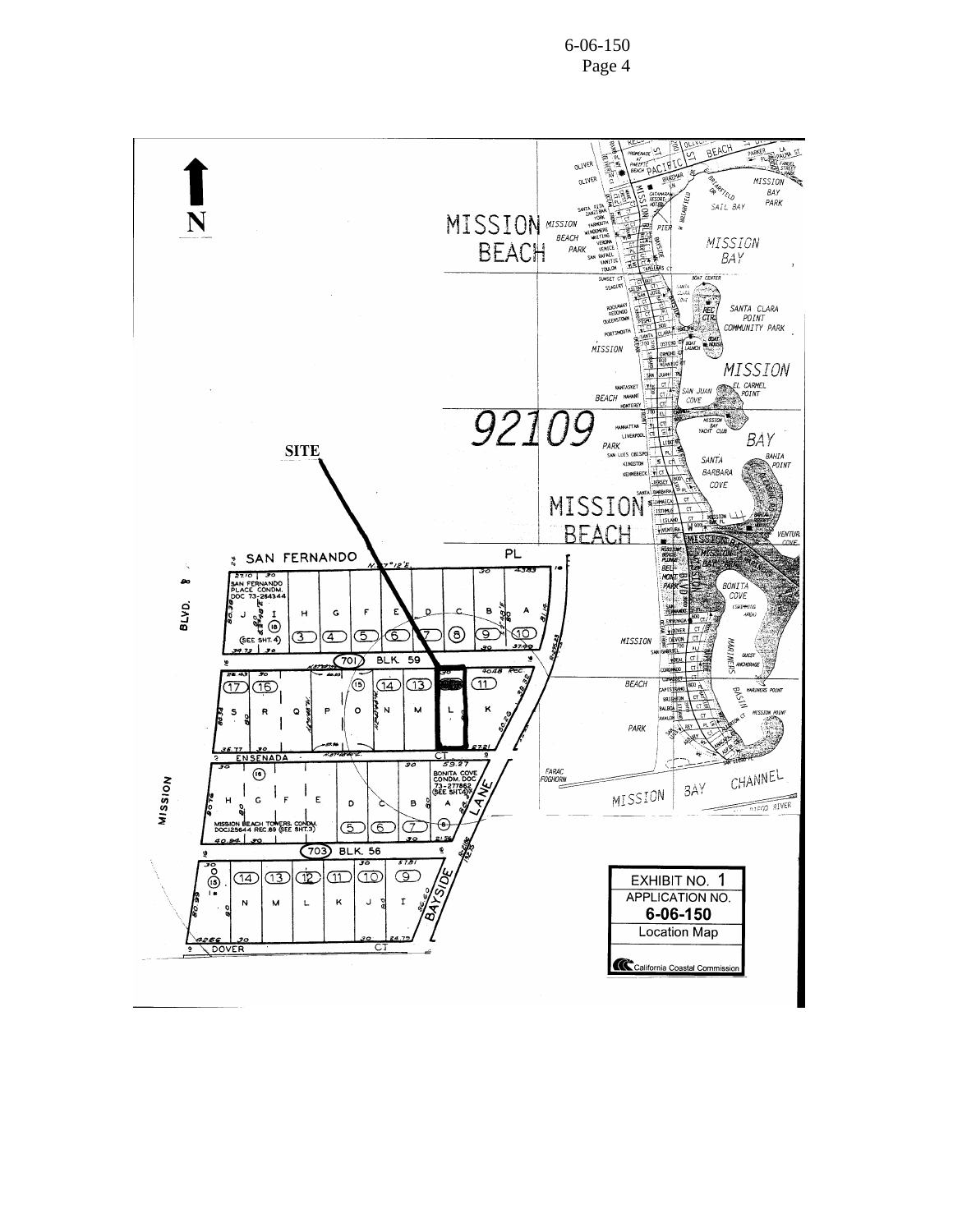6-06-150
Page 4

EXHIBIT NO. 1
APPLICATION NO.
**6-06-150**
Location Map

California Coastal Commission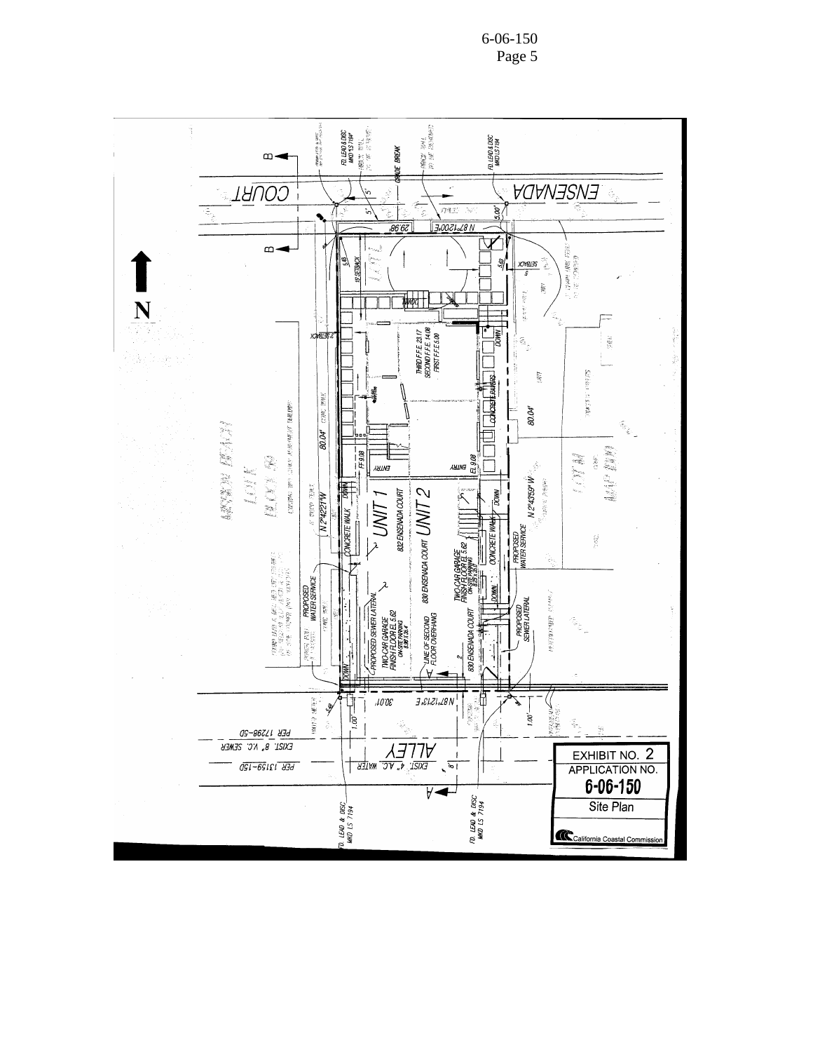N

COURT

ENSENADA

ALLEY

UNIT 1

UNIT 2

832 ENSENADA COURT

830 ENSENADA COURT

N 87°12'00"E 29.98'

N 87°12'13"E 30.01'

N 2°42'21"W 80.04'

N 2°43'59"W 80.04'

THIRD F.F.E. 23.17
SECOND F.F.E. 14.08
FIRST F.F.E. 5.00

TWO-CAR GARAGE
FINISH FLOOR EL 5.62

PROPOSED SEWER LATERAL

PROPOSED WATER SERVICE

LINE OF SECOND FLOOR OVERHANG

CONCRETE WALK

ENTRY

FD. LEAD & DISC MKD LS 7194

EXIST. 8" V.C. SEWER PER 17298-5D

EXIST. 4" A.C. WATER PER 13159-15D

GRADE BREAK

SETBACK

EXHIBIT NO. 2
APPLICATION NO.
6-06-150
Site Plan
California Coastal Commission